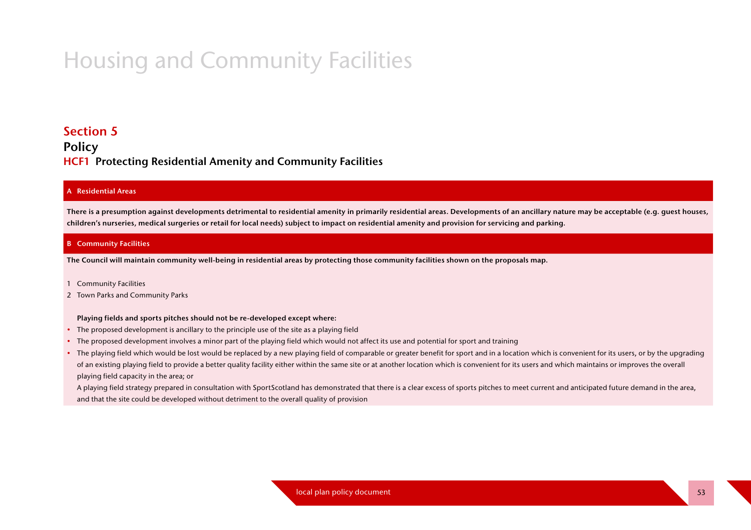# Housing and Community Facilities

## Section 5

### Policy

### HCF1 Protecting Residential Amenity and Community Facilities

**A Residential Areas**

**There is a presumption against developments detrimental to residential amenity in primarily residential areas. Developments of an ancillary nature may be acceptable (e.g. guest houses, children's nurseries, medical surgeries or retail for local needs) subject to impact on residential amenity and provision for servicing and parking.**

**B Community Facilities**

**The Council will maintain community well-being in residential areas by protecting those community facilities shown on the proposals map.**

1 Community Facilities
2 Town Parks and Community Parks

**Playing fields and sports pitches should not be re-developed except where:**

- The proposed development is ancillary to the principle use of the site as a playing field
- The proposed development involves a minor part of the playing field which would not affect its use and potential for sport and training
- The playing field which would be lost would be replaced by a new playing field of comparable or greater benefit for sport and in a location which is convenient for its users, or by the upgrading of an existing playing field to provide a better quality facility either within the same site or at another location which is convenient for its users and which maintains or improves the overall playing field capacity in the area; or

  A playing field strategy prepared in consultation with SportScotland has demonstrated that there is a clear excess of sports pitches to meet current and anticipated future demand in the area, and that the site could be developed without detriment to the overall quality of provision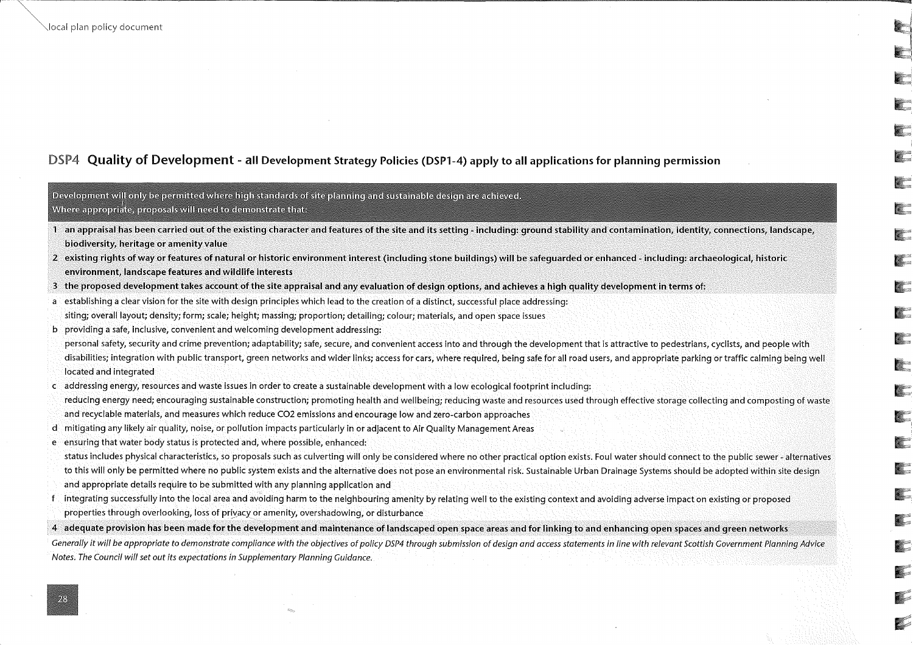## DSP4 Quality of Development - all Development Strategy Policies (DSP1-4) apply to all applications for planning permission

**Development will only be permitted where high standards of site planning and sustainable design are achieved.**
**Where appropriate, proposals will need to demonstrate that:**

1. **an appraisal has been carried out of the existing character and features of the site and its setting - including: ground stability and contamination, identity, connections, landscape, biodiversity, heritage or amenity value**
2. **existing rights of way or features of natural or historic environment interest (including stone buildings) will be safeguarded or enhanced - including: archaeological, historic environment, landscape features and wildlife interests**
3. **the proposed development takes account of the site appraisal and any evaluation of design options, and achieves a high quality development in terms of:**

a. establishing a clear vision for the site with design principles which lead to the creation of a distinct, successful place addressing:
siting; overall layout; density; form; scale; height; massing; proportion; detailing; colour; materials, and open space issues

b. providing a safe, inclusive, convenient and welcoming development addressing:
personal safety, security and crime prevention; adaptability; safe, secure, and convenient access into and through the development that is attractive to pedestrians, cyclists, and people with disabilities; integration with public transport, green networks and wider links; access for cars, where required, being safe for all road users, and appropriate parking or traffic calming being well located and integrated

c. addressing energy, resources and waste issues in order to create a sustainable development with a low ecological footprint including:
reducing energy need; encouraging sustainable construction; promoting health and wellbeing; reducing waste and resources used through effective storage collecting and composting of waste and recyclable materials, and measures which reduce $CO_2$ emissions and encourage low and zero-carbon approaches

d. mitigating any likely air quality, noise, or pollution impacts particularly in or adjacent to Air Quality Management Areas

e. ensuring that water body status is protected and, where possible, enhanced:
status includes physical characteristics, so proposals such as culverting will only be considered where no other practical option exists. Foul water should connect to the public sewer - alternatives to this will only be permitted where no public system exists and the alternative does not pose an environmental risk. Sustainable Urban Drainage Systems should be adopted within site design and appropriate details require to be submitted with any planning application and

f. integrating successfully into the local area and avoiding harm to the neighbouring amenity by relating well to the existing context and avoiding adverse impact on existing or proposed properties through overlooking, loss of privacy or amenity, overshadowing, or disturbance

4. **adequate provision has been made for the development and maintenance of landscaped open space areas and for linking to and enhancing open spaces and green networks**

*Generally it will be appropriate to demonstrate compliance with the objectives of policy DSP4 through submission of design and access statements in line with relevant Scottish Government Planning Advice Notes. The Council will set out its expectations in Supplementary Planning Guidance.*